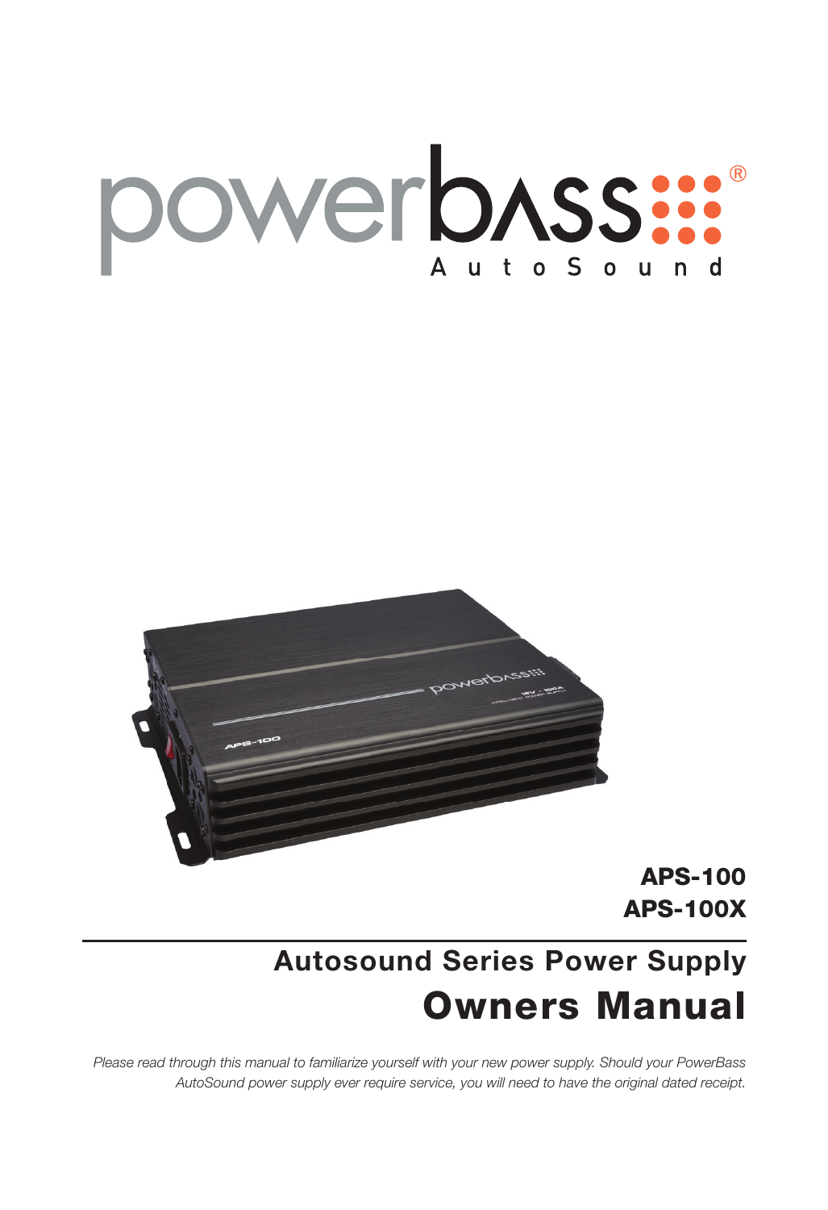powerbass®

AutoSound

**APS-100**

**APS-100X**

## Autosound Series Power Supply

# Owners Manual

*Please read through this manual to familiarize yourself with your new power supply. Should your PowerBass AutoSound power supply ever require service, you will need to have the original dated receipt.*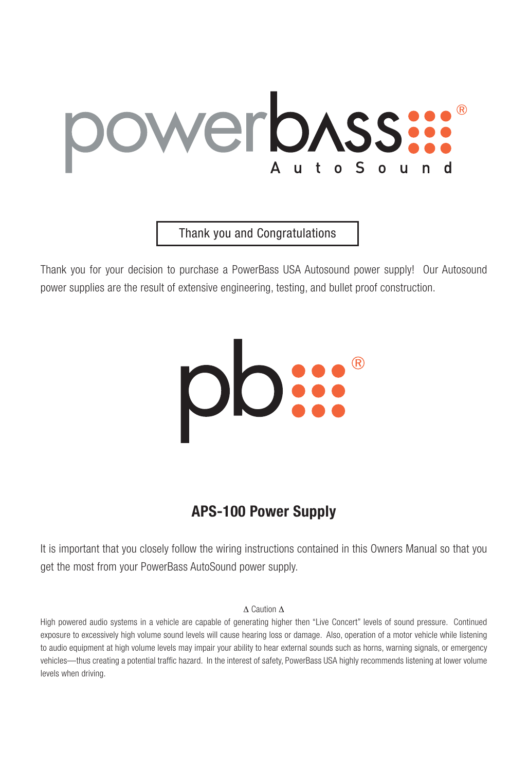powerbass AutoSound

## Thank you and Congratulations

Thank you for your decision to purchase a PowerBass USA Autosound power supply! Our Autosound power supplies are the result of extensive engineering, testing, and bullet proof construction.

# APS-100 Power Supply

It is important that you closely follow the wiring instructions contained in this Owners Manual so that you get the most from your PowerBass AutoSound power supply.

Δ Caution Δ

High powered audio systems in a vehicle are capable of generating higher then “Live Concert” levels of sound pressure. Continued exposure to excessively high volume sound levels will cause hearing loss or damage. Also, operation of a motor vehicle while listening to audio equipment at high volume levels may impair your ability to hear external sounds such as horns, warning signals, or emergency vehicles—thus creating a potential traffic hazard. In the interest of safety, PowerBass USA highly recommends listening at lower volume levels when driving.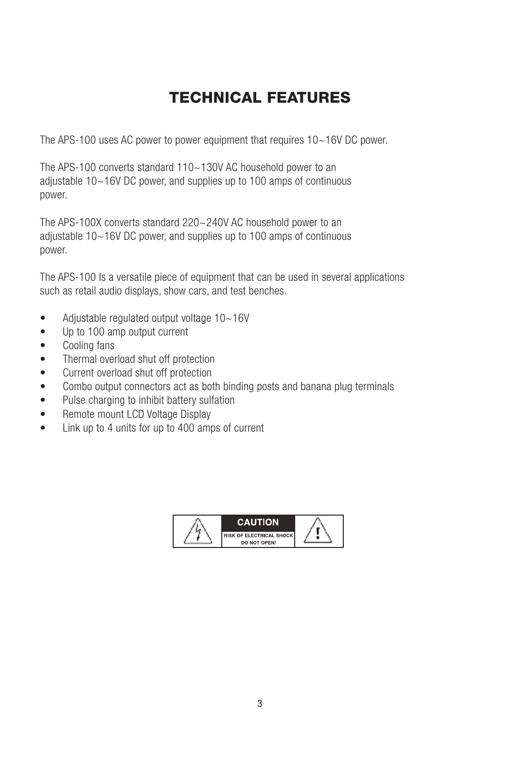# TECHNICAL FEATURES

The APS-100 uses AC power to power equipment that requires 10~16V DC power.

The APS-100 converts standard 110~130V AC household power to an adjustable 10~16V DC power, and supplies up to 100 amps of continuous power.

The APS-100X converts standard 220~240V AC household power to an adjustable 10~16V DC power, and supplies up to 100 amps of continuous power.

The APS-100 Is a versatile piece of equipment that can be used in several applications such as retail audio displays, show cars, and test benches.

- Adjustable regulated output voltage 10~16V
- Up to 100 amp output current
- Cooling fans
- Thermal overload shut off protection
- Current overload shut off protection
- Combo output connectors act as both binding posts and banana plug terminals
- Pulse charging to inhibit battery sulfation
- Remote mount LCD Voltage Display
- Link up to 4 units for up to 400 amps of current

**CAUTION**
RISK OF ELECTRICAL SHOCK
DO NOT OPEN!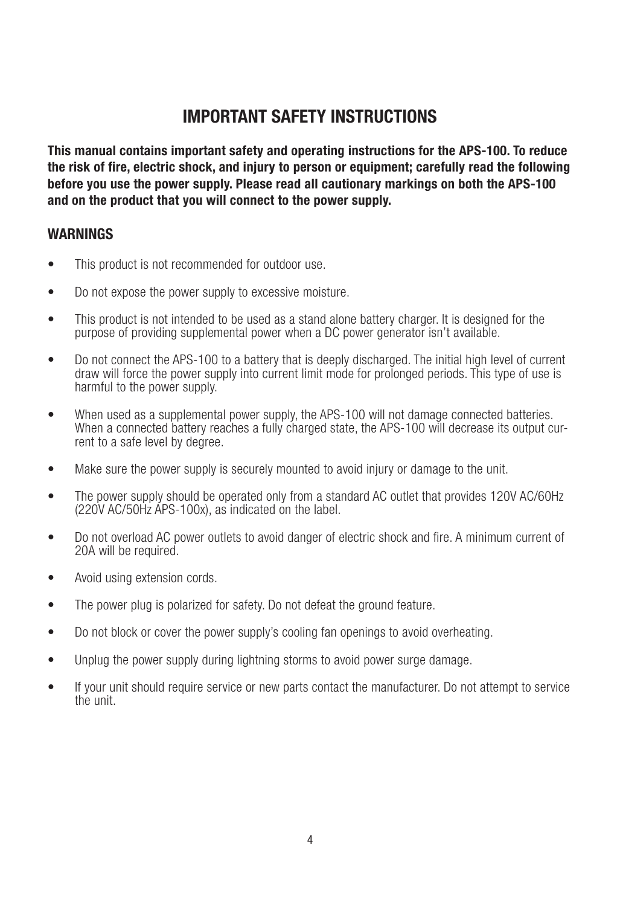# IMPORTANT SAFETY INSTRUCTIONS

**This manual contains important safety and operating instructions for the APS-100. To reduce the risk of fire, electric shock, and injury to person or equipment; carefully read the following before you use the power supply. Please read all cautionary markings on both the APS-100 and on the product that you will connect to the power supply.**

## WARNINGS

- This product is not recommended for outdoor use.
- Do not expose the power supply to excessive moisture.
- This product is not intended to be used as a stand alone battery charger. It is designed for the purpose of providing supplemental power when a DC power generator isn't available.
- Do not connect the APS-100 to a battery that is deeply discharged. The initial high level of current draw will force the power supply into current limit mode for prolonged periods. This type of use is harmful to the power supply.
- When used as a supplemental power supply, the APS-100 will not damage connected batteries. When a connected battery reaches a fully charged state, the APS-100 will decrease its output current to a safe level by degree.
- Make sure the power supply is securely mounted to avoid injury or damage to the unit.
- The power supply should be operated only from a standard AC outlet that provides 120V AC/60Hz (220V AC/50Hz APS-100x), as indicated on the label.
- Do not overload AC power outlets to avoid danger of electric shock and fire. A minimum current of 20A will be required.
- Avoid using extension cords.
- The power plug is polarized for safety. Do not defeat the ground feature.
- Do not block or cover the power supply's cooling fan openings to avoid overheating.
- Unplug the power supply during lightning storms to avoid power surge damage.
- If your unit should require service or new parts contact the manufacturer. Do not attempt to service the unit.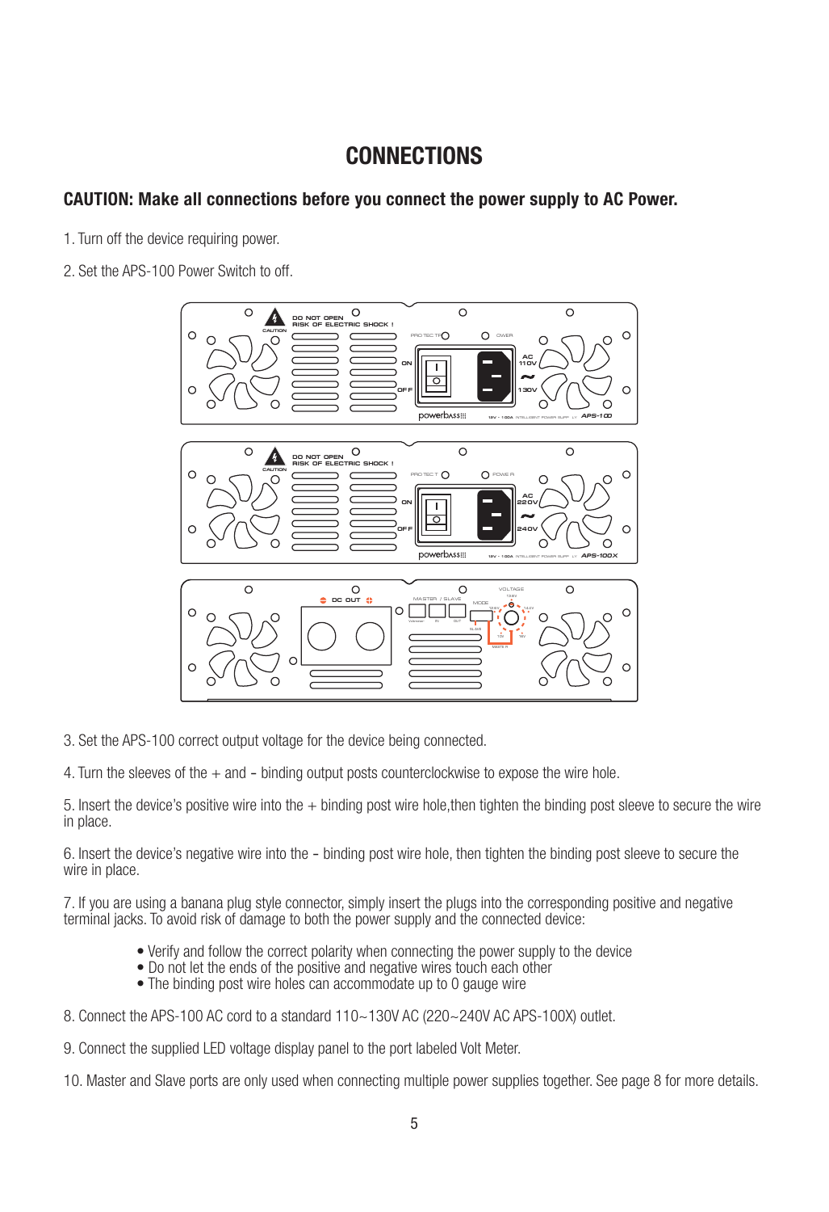# CONNECTIONS

**CAUTION: Make all connections before you connect the power supply to AC Power.**

1. Turn off the device requiring power.

2. Set the APS-100 Power Switch to off.

3. Set the APS-100 correct output voltage for the device being connected.

4. Turn the sleeves of the + and – binding output posts counterclockwise to expose the wire hole.

5. Insert the device's positive wire into the + binding post wire hole,then tighten the binding post sleeve to secure the wire in place.

6. Insert the device's negative wire into the – binding post wire hole, then tighten the binding post sleeve to secure the wire in place.

7. If you are using a banana plug style connector, simply insert the plugs into the corresponding positive and negative terminal jacks. To avoid risk of damage to both the power supply and the connected device:

- Verify and follow the correct polarity when connecting the power supply to the device
- Do not let the ends of the positive and negative wires touch each other
- The binding post wire holes can accommodate up to 0 gauge wire

8. Connect the APS-100 AC cord to a standard 110~130V AC (220~240V AC APS-100X) outlet.

9. Connect the supplied LED voltage display panel to the port labeled Volt Meter.

10. Master and Slave ports are only used when connecting multiple power supplies together. See page 8 for more details.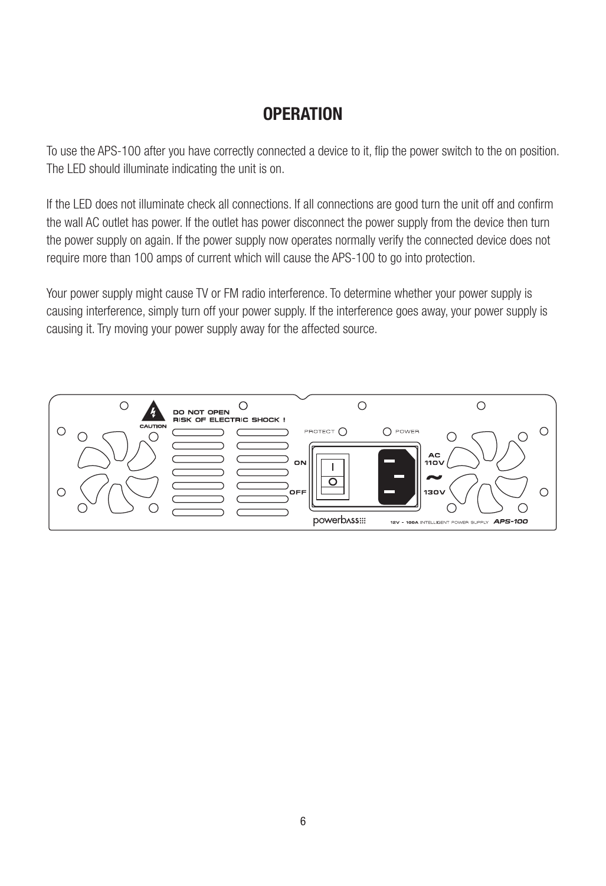# OPERATION

To use the APS-100 after you have correctly connected a device to it, flip the power switch to the on position. The LED should illuminate indicating the unit is on.

If the LED does not illuminate check all connections. If all connections are good turn the unit off and confirm the wall AC outlet has power. If the outlet has power disconnect the power supply from the device then turn the power supply on again. If the power supply now operates normally verify the connected device does not require more than 100 amps of current which will cause the APS-100 to go into protection.

Your power supply might cause TV or FM radio interference. To determine whether your power supply is causing interference, simply turn off your power supply. If the interference goes away, your power supply is causing it. Try moving your power supply away for the affected source.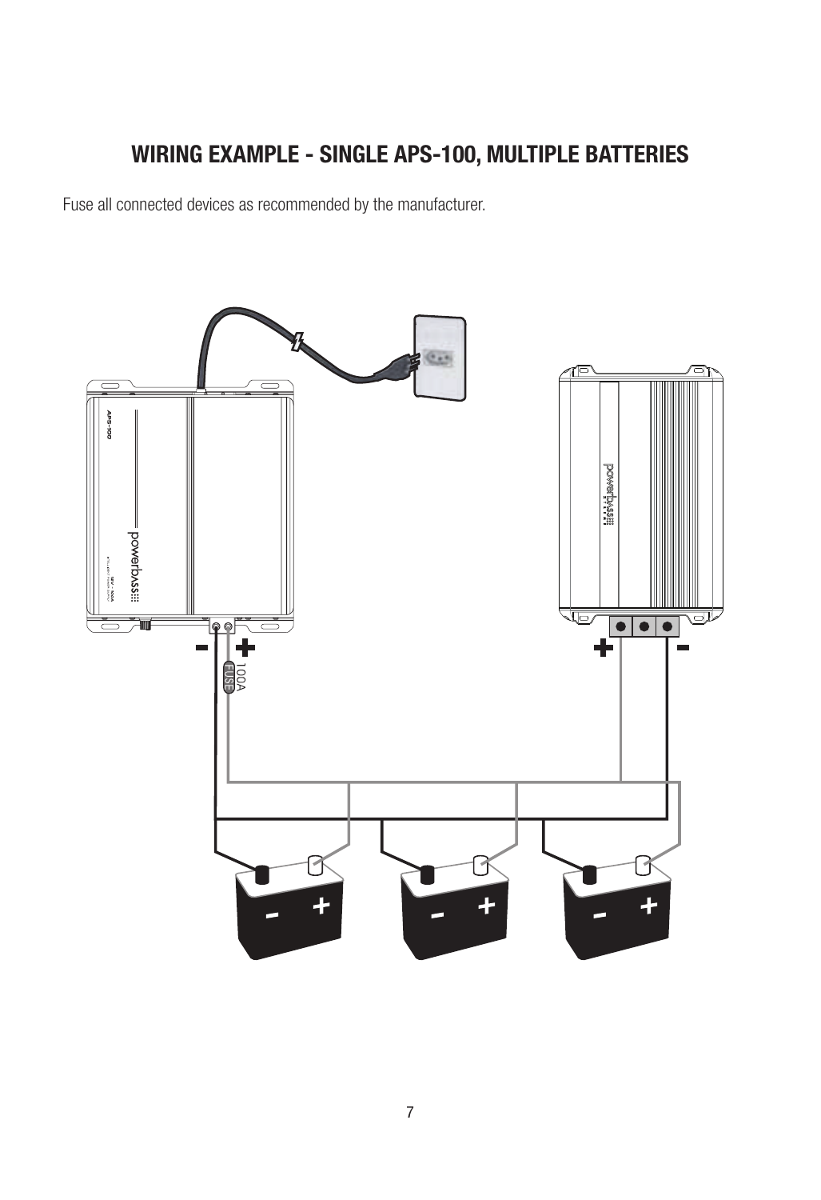# WIRING EXAMPLE - SINGLE APS-100, MULTIPLE BATTERIES

Fuse all connected devices as recommended by the manufacturer.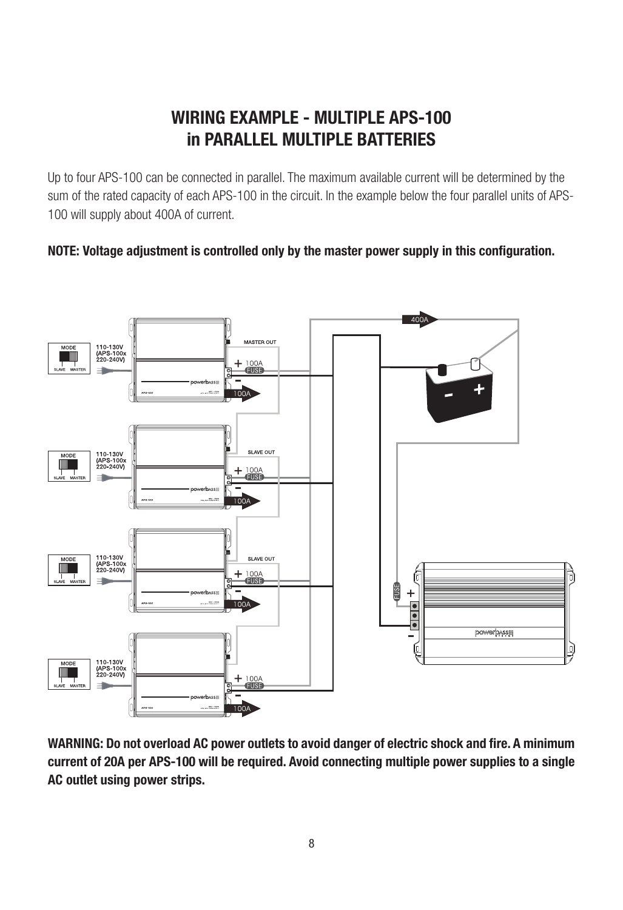# WIRING EXAMPLE - MULTIPLE APS-100 in PARALLEL MULTIPLE BATTERIES

Up to four APS-100 can be connected in parallel. The maximum available current will be determined by the sum of the rated capacity of each APS-100 in the circuit. In the example below the four parallel units of APS-100 will supply about 400A of current.

**NOTE: Voltage adjustment is controlled only by the master power supply in this configuration.**

**WARNING: Do not overload AC power outlets to avoid danger of electric shock and fire. A minimum current of 20A per APS-100 will be required. Avoid connecting multiple power supplies to a single AC outlet using power strips.**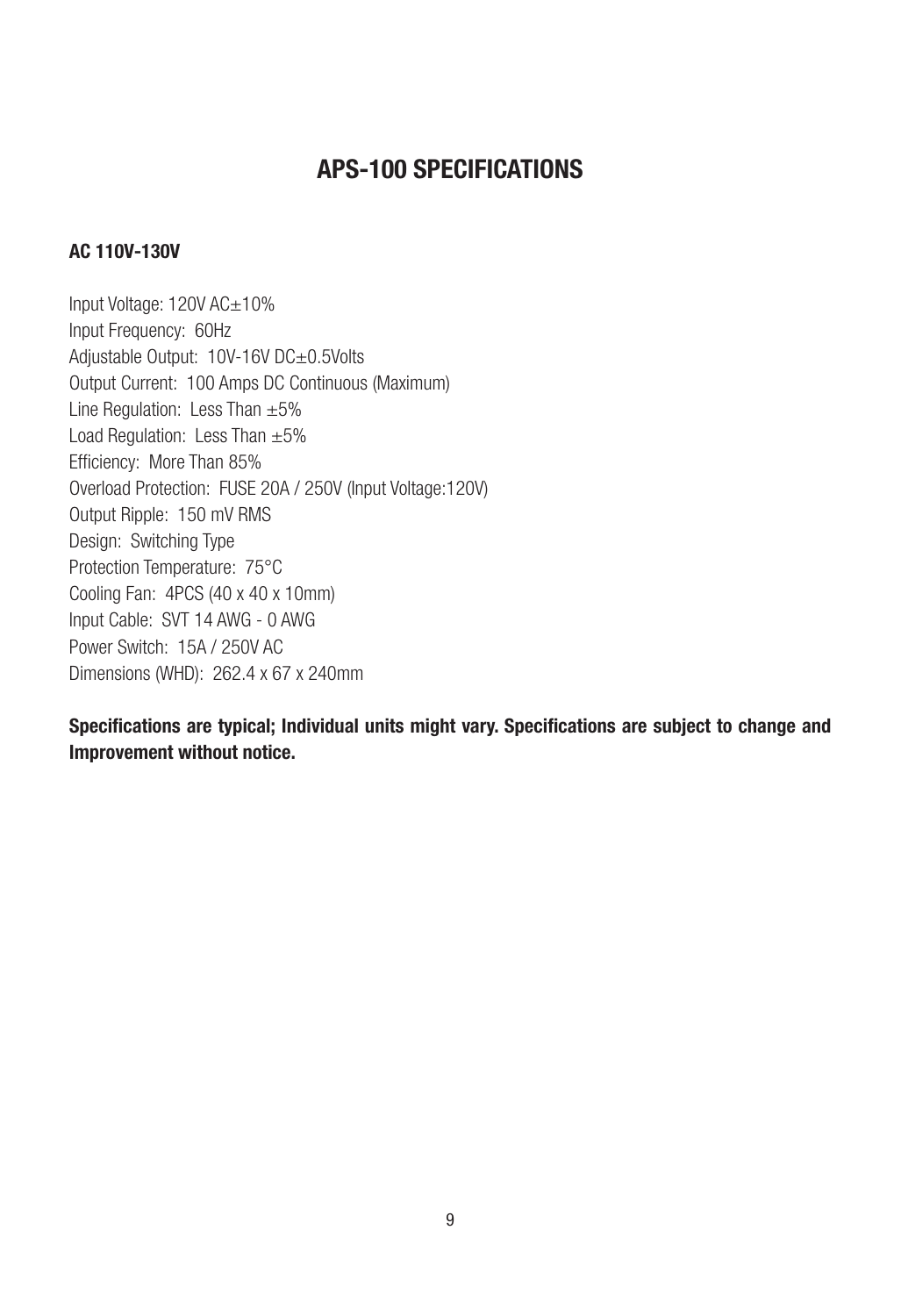# APS-100 SPECIFICATIONS

**AC 110V-130V**

Input Voltage: 120V AC±10%
Input Frequency: 60Hz
Adjustable Output: 10V-16V DC±0.5Volts
Output Current: 100 Amps DC Continuous (Maximum)
Line Regulation: Less Than ±5%
Load Regulation: Less Than ±5%
Efficiency: More Than 85%
Overload Protection: FUSE 20A / 250V (Input Voltage:120V)
Output Ripple: 150 mV RMS
Design: Switching Type
Protection Temperature: 75°C
Cooling Fan: 4PCS (40 x 40 x 10mm)
Input Cable: SVT 14 AWG - 0 AWG
Power Switch: 15A / 250V AC
Dimensions (WHD): 262.4 x 67 x 240mm

**Specifications are typical; Individual units might vary. Specifications are subject to change and Improvement without notice.**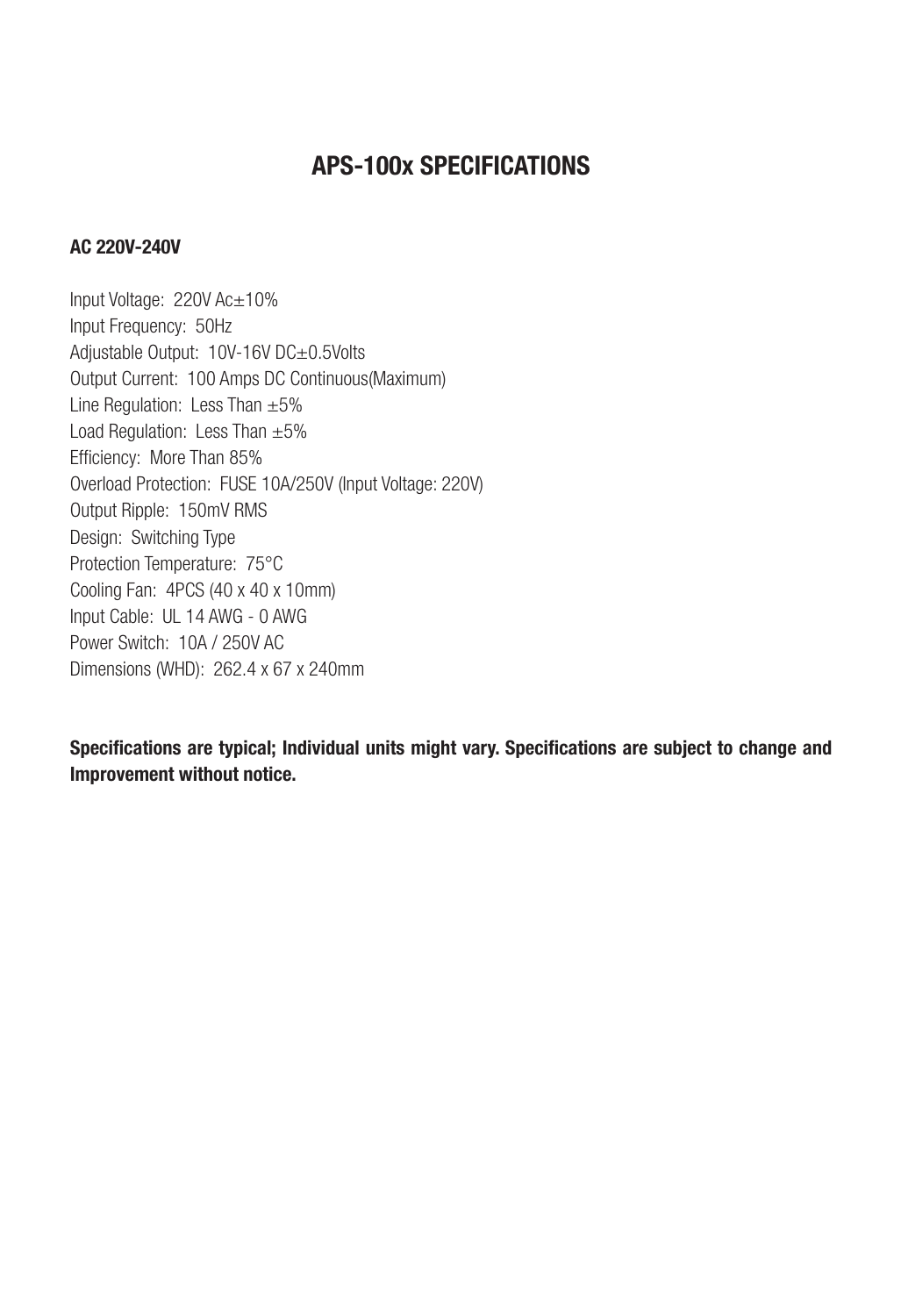# APS-100x SPECIFICATIONS

**AC 220V-240V**

Input Voltage: 220V Ac±10%
Input Frequency: 50Hz
Adjustable Output: 10V-16V DC±0.5Volts
Output Current: 100 Amps DC Continuous(Maximum)
Line Regulation: Less Than ±5%
Load Regulation: Less Than ±5%
Efficiency: More Than 85%
Overload Protection: FUSE 10A/250V (Input Voltage: 220V)
Output Ripple: 150mV RMS
Design: Switching Type
Protection Temperature: 75°C
Cooling Fan: 4PCS (40 x 40 x 10mm)
Input Cable: UL 14 AWG - 0 AWG
Power Switch: 10A / 250V AC
Dimensions (WHD): 262.4 x 67 x 240mm

**Specifications are typical; Individual units might vary. Specifications are subject to change and Improvement without notice.**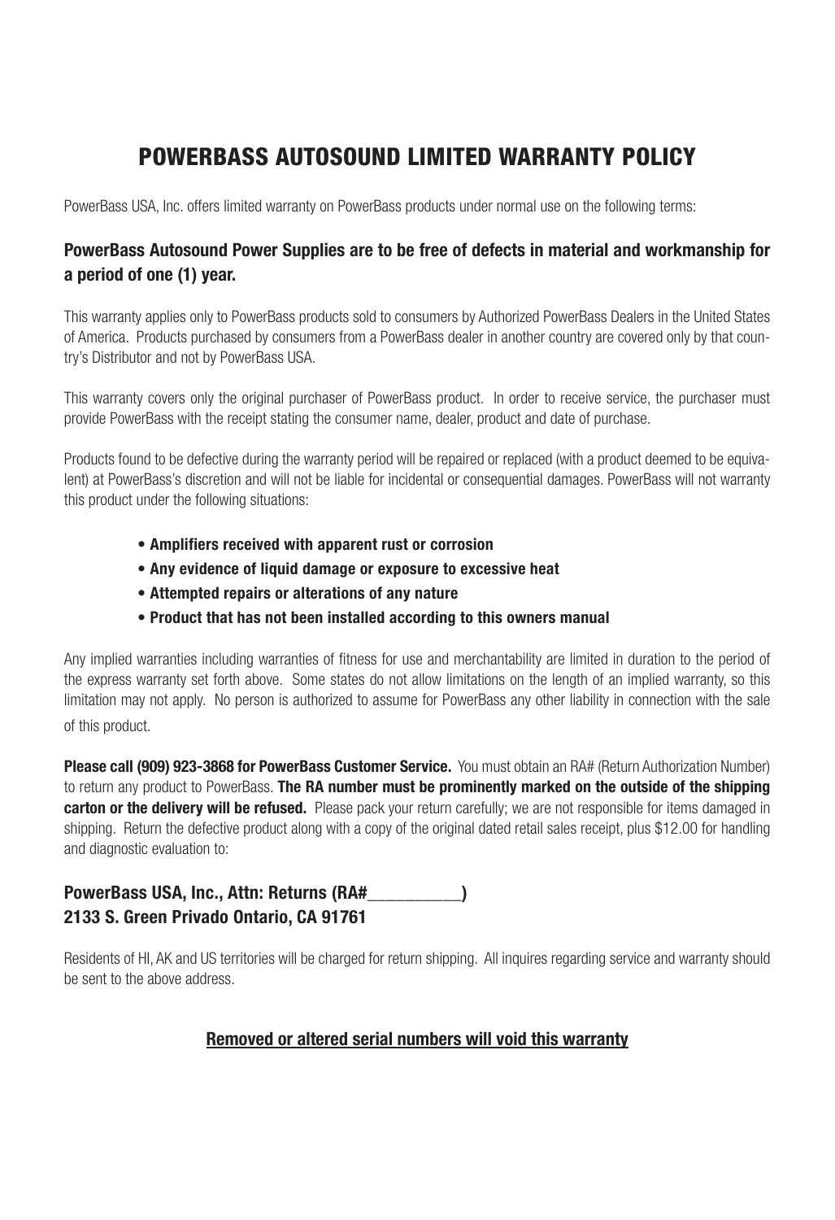# POWERBASS AUTOSOUND LIMITED WARRANTY POLICY

PowerBass USA, Inc. offers limited warranty on PowerBass products under normal use on the following terms:

### PowerBass Autosound Power Supplies are to be free of defects in material and workmanship for a period of one (1) year.

This warranty applies only to PowerBass products sold to consumers by Authorized PowerBass Dealers in the United States of America. Products purchased by consumers from a PowerBass dealer in another country are covered only by that country's Distributor and not by PowerBass USA.

This warranty covers only the original purchaser of PowerBass product. In order to receive service, the purchaser must provide PowerBass with the receipt stating the consumer name, dealer, product and date of purchase.

Products found to be defective during the warranty period will be repaired or replaced (with a product deemed to be equivalent) at PowerBass's discretion and will not be liable for incidental or consequential damages. PowerBass will not warranty this product under the following situations:

- **Amplifiers received with apparent rust or corrosion**
- **Any evidence of liquid damage or exposure to excessive heat**
- **Attempted repairs or alterations of any nature**
- **Product that has not been installed according to this owners manual**

Any implied warranties including warranties of fitness for use and merchantability are limited in duration to the period of the express warranty set forth above. Some states do not allow limitations on the length of an implied warranty, so this limitation may not apply. No person is authorized to assume for PowerBass any other liability in connection with the sale of this product.

**Please call (909) 923-3868 for PowerBass Customer Service.** You must obtain an RA# (Return Authorization Number) to return any product to PowerBass. **The RA number must be prominently marked on the outside of the shipping carton or the delivery will be refused.** Please pack your return carefully; we are not responsible for items damaged in shipping. Return the defective product along with a copy of the original dated retail sales receipt, plus $12.00 for handling and diagnostic evaluation to:

**PowerBass USA, Inc., Attn: Returns (RA#__________)**
**2133 S. Green Privado Ontario, CA 91761**

Residents of HI, AK and US territories will be charged for return shipping. All inquires regarding service and warranty should be sent to the above address.

**Removed or altered serial numbers will void this warranty**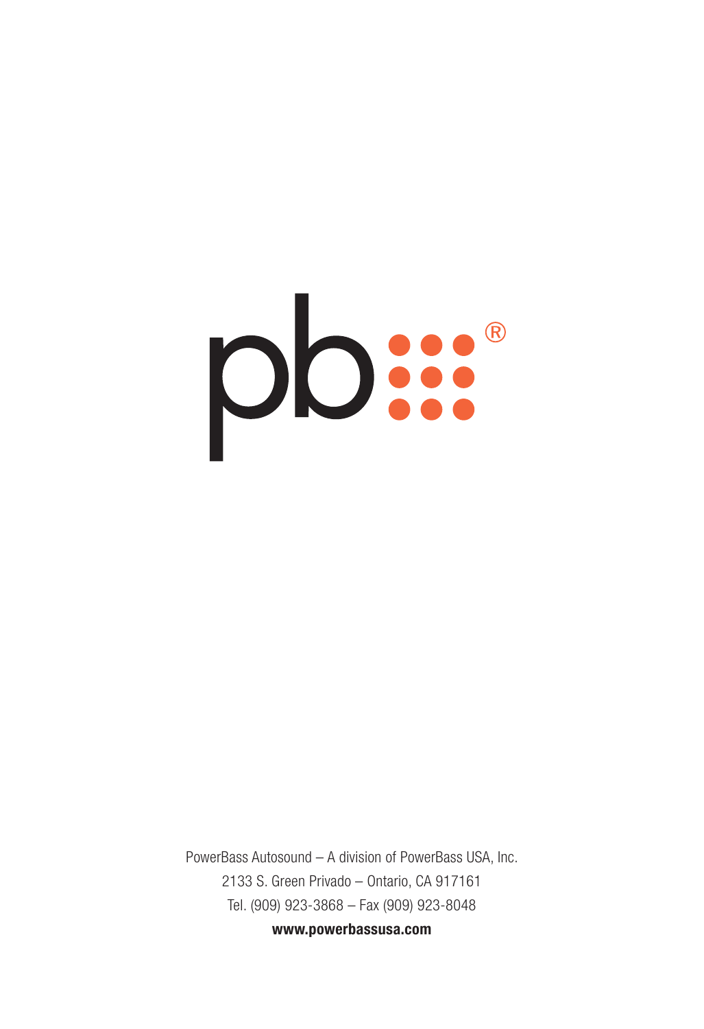pb®

PowerBass Autosound – A division of PowerBass USA, Inc.
2133 S. Green Privado – Ontario, CA 917161
Tel. (909) 923-3868 – Fax (909) 923-8048
**www.powerbassusa.com**